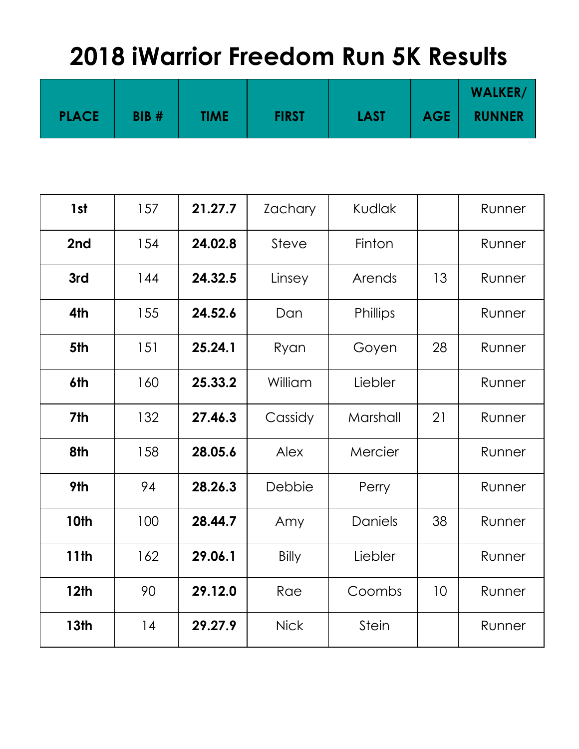# 2018 iWarrior Freedom Run 5K Results

| PLACE | BIB # | TIME | FIRST | LAST | AGE | WALKER/ RUNNER |
|---|---|---|---|---|---|---|
| **1st** | 157 | **21.27.7** | Zachary | Kudlak | | Runner |
| **2nd** | 154 | **24.02.8** | Steve | Finton | | Runner |
| **3rd** | 144 | **24.32.5** | Linsey | Arends | 13 | Runner |
| **4th** | 155 | **24.52.6** | Dan | Phillips | | Runner |
| **5th** | 151 | **25.24.1** | Ryan | Goyen | 28 | Runner |
| **6th** | 160 | **25.33.2** | William | Liebler | | Runner |
| **7th** | 132 | **27.46.3** | Cassidy | Marshall | 21 | Runner |
| **8th** | 158 | **28.05.6** | Alex | Mercier | | Runner |
| **9th** | 94 | **28.26.3** | Debbie | Perry | | Runner |
| **10th** | 100 | **28.44.7** | Amy | Daniels | 38 | Runner |
| **11th** | 162 | **29.06.1** | Billy | Liebler | | Runner |
| **12th** | 90 | **29.12.0** | Rae | Coombs | 10 | Runner |
| **13th** | 14 | **29.27.9** | Nick | Stein | | Runner |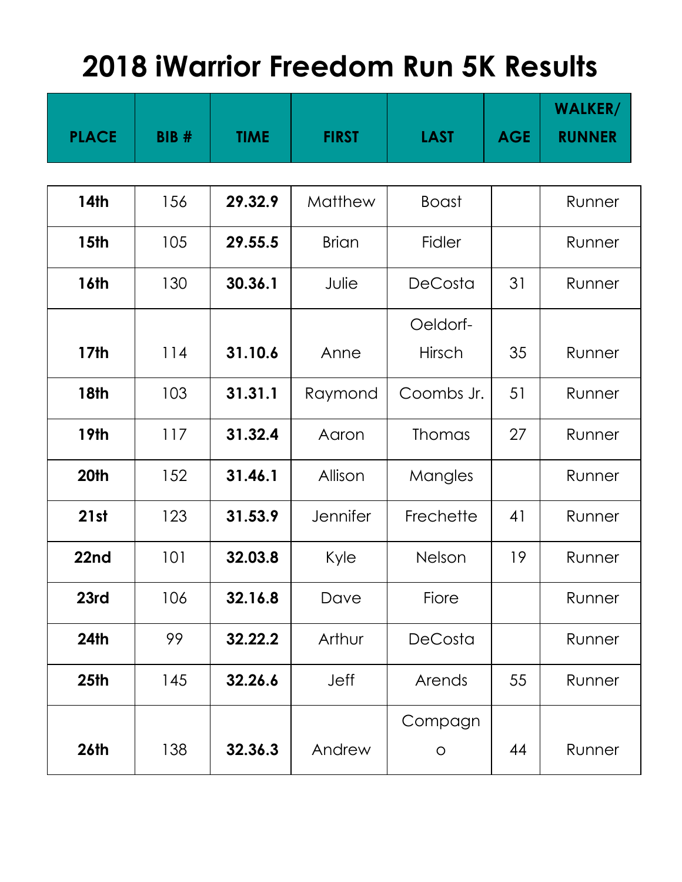# 2018 iWarrior Freedom Run 5K Results

| PLACE | BIB # | TIME | FIRST | LAST | AGE | WALKER/ RUNNER |
|---|---|---|---|---|---|---|
| **14th** | 156 | **29.32.9** | Matthew | Boast | | Runner |
| **15th** | 105 | **29.55.5** | Brian | Fidler | | Runner |
| **16th** | 130 | **30.36.1** | Julie | DeCosta | 31 | Runner |
| **17th** | 114 | **31.10.6** | Anne | Oeldorf-Hirsch | 35 | Runner |
| **18th** | 103 | **31.31.1** | Raymond | Coombs Jr. | 51 | Runner |
| **19th** | 117 | **31.32.4** | Aaron | Thomas | 27 | Runner |
| **20th** | 152 | **31.46.1** | Allison | Mangles | | Runner |
| **21st** | 123 | **31.53.9** | Jennifer | Frechette | 41 | Runner |
| **22nd** | 101 | **32.03.8** | Kyle | Nelson | 19 | Runner |
| **23rd** | 106 | **32.16.8** | Dave | Fiore | | Runner |
| **24th** | 99 | **32.22.2** | Arthur | DeCosta | | Runner |
| **25th** | 145 | **32.26.6** | Jeff | Arends | 55 | Runner |
| **26th** | 138 | **32.36.3** | Andrew | Compagno | 44 | Runner |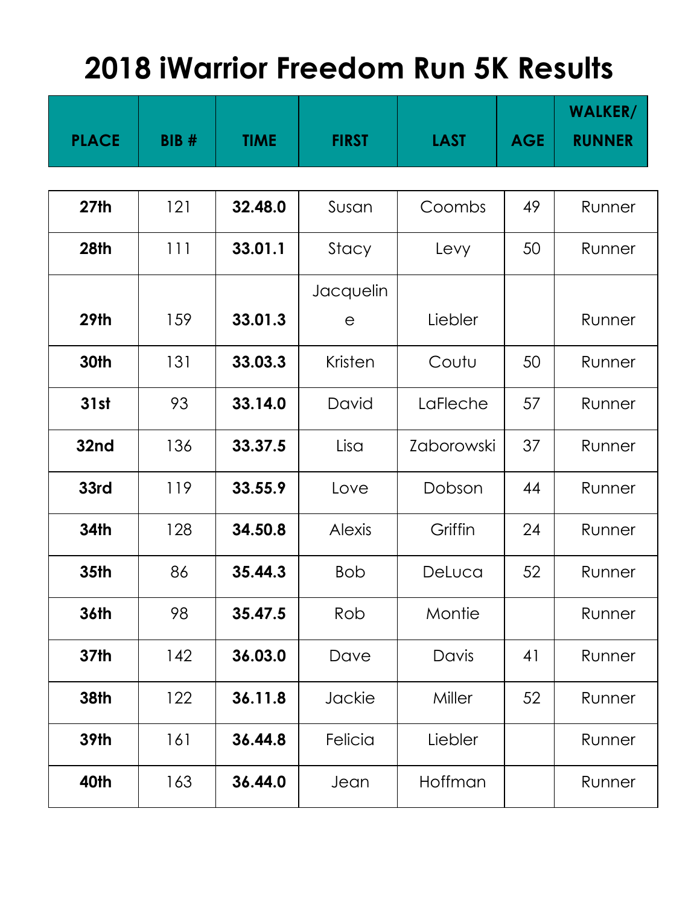# 2018 iWarrior Freedom Run 5K Results

| PLACE | BIB # | TIME | FIRST | LAST | AGE | WALKER/ RUNNER |
|---|---|---|---|---|---|---|
| **27th** | 121 | **32.48.0** | Susan | Coombs | 49 | Runner |
| **28th** | 111 | **33.01.1** | Stacy | Levy | 50 | Runner |
| **29th** | 159 | **33.01.3** | Jacqueline | Liebler | | Runner |
| **30th** | 131 | **33.03.3** | Kristen | Coutu | 50 | Runner |
| **31st** | 93 | **33.14.0** | David | LaFleche | 57 | Runner |
| **32nd** | 136 | **33.37.5** | Lisa | Zaborowski | 37 | Runner |
| **33rd** | 119 | **33.55.9** | Love | Dobson | 44 | Runner |
| **34th** | 128 | **34.50.8** | Alexis | Griffin | 24 | Runner |
| **35th** | 86 | **35.44.3** | Bob | DeLuca | 52 | Runner |
| **36th** | 98 | **35.47.5** | Rob | Montie | | Runner |
| **37th** | 142 | **36.03.0** | Dave | Davis | 41 | Runner |
| **38th** | 122 | **36.11.8** | Jackie | Miller | 52 | Runner |
| **39th** | 161 | **36.44.8** | Felicia | Liebler | | Runner |
| **40th** | 163 | **36.44.0** | Jean | Hoffman | | Runner |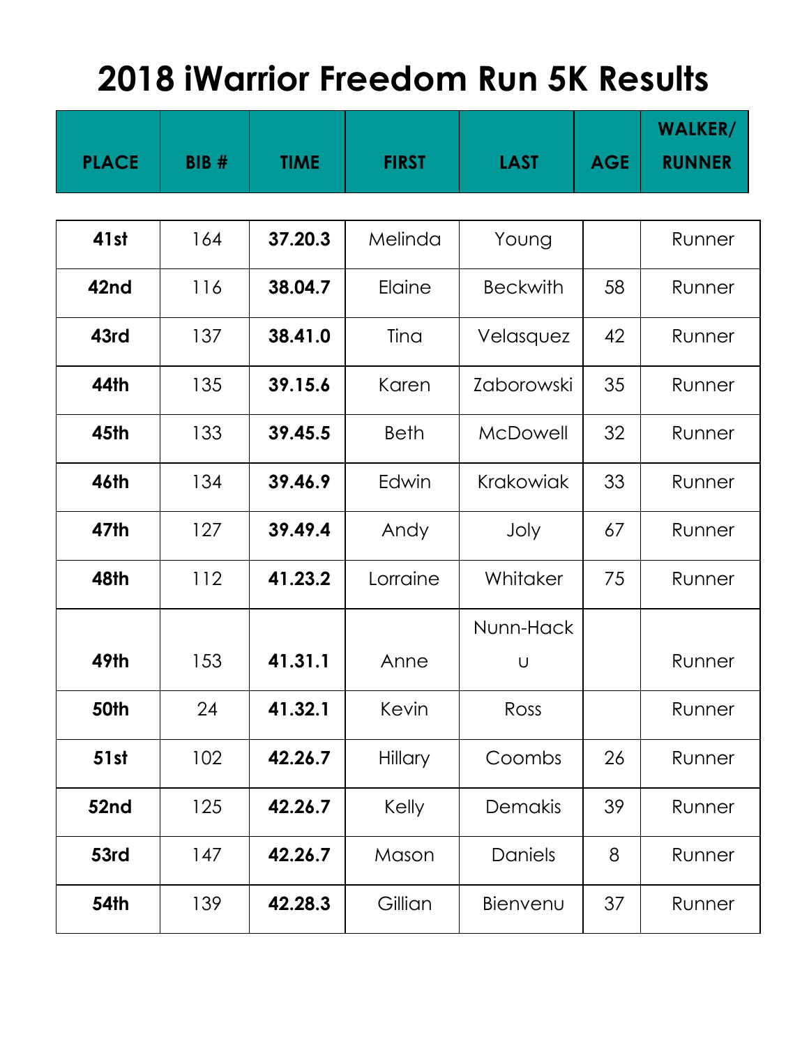# 2018 iWarrior Freedom Run 5K Results

| PLACE | BIB # | TIME | FIRST | LAST | AGE | WALKER/ RUNNER |
|---|---|---|---|---|---|---|
| **41st** | 164 | **37.20.3** | Melinda | Young | | Runner |
| **42nd** | 116 | **38.04.7** | Elaine | Beckwith | 58 | Runner |
| **43rd** | 137 | **38.41.0** | Tina | Velasquez | 42 | Runner |
| **44th** | 135 | **39.15.6** | Karen | Zaborowski | 35 | Runner |
| **45th** | 133 | **39.45.5** | Beth | McDowell | 32 | Runner |
| **46th** | 134 | **39.46.9** | Edwin | Krakowiak | 33 | Runner |
| **47th** | 127 | **39.49.4** | Andy | Joly | 67 | Runner |
| **48th** | 112 | **41.23.2** | Lorraine | Whitaker | 75 | Runner |
| **49th** | 153 | **41.31.1** | Anne | Nunn-Hacku | | Runner |
| **50th** | 24 | **41.32.1** | Kevin | Ross | | Runner |
| **51st** | 102 | **42.26.7** | Hillary | Coombs | 26 | Runner |
| **52nd** | 125 | **42.26.7** | Kelly | Demakis | 39 | Runner |
| **53rd** | 147 | **42.26.7** | Mason | Daniels | 8 | Runner |
| **54th** | 139 | **42.28.3** | Gillian | Bienvenu | 37 | Runner |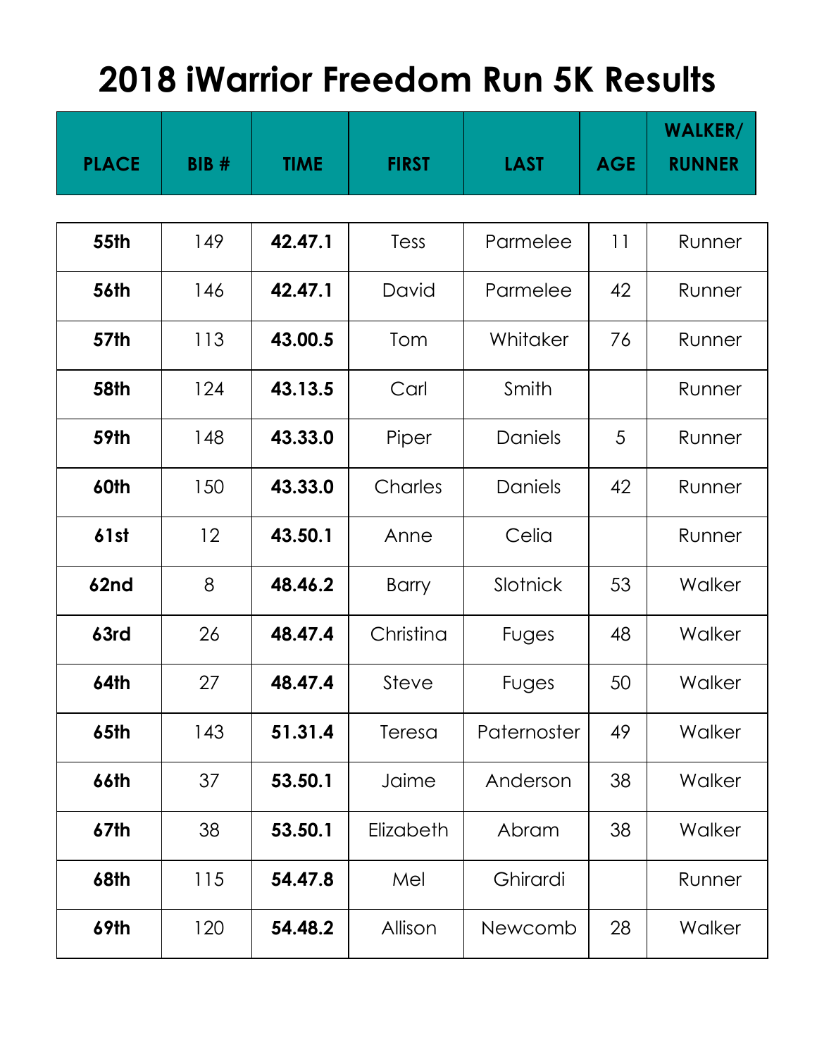# 2018 iWarrior Freedom Run 5K Results

| PLACE | BIB # | TIME | FIRST | LAST | AGE | WALKER/ RUNNER |
|---|---|---|---|---|---|---|
| **55th** | 149 | **42.47.1** | Tess | Parmelee | 11 | Runner |
| **56th** | 146 | **42.47.1** | David | Parmelee | 42 | Runner |
| **57th** | 113 | **43.00.5** | Tom | Whitaker | 76 | Runner |
| **58th** | 124 | **43.13.5** | Carl | Smith | | Runner |
| **59th** | 148 | **43.33.0** | Piper | Daniels | 5 | Runner |
| **60th** | 150 | **43.33.0** | Charles | Daniels | 42 | Runner |
| **61st** | 12 | **43.50.1** | Anne | Celia | | Runner |
| **62nd** | 8 | **48.46.2** | Barry | Slotnick | 53 | Walker |
| **63rd** | 26 | **48.47.4** | Christina | Fuges | 48 | Walker |
| **64th** | 27 | **48.47.4** | Steve | Fuges | 50 | Walker |
| **65th** | 143 | **51.31.4** | Teresa | Paternoster | 49 | Walker |
| **66th** | 37 | **53.50.1** | Jaime | Anderson | 38 | Walker |
| **67th** | 38 | **53.50.1** | Elizabeth | Abram | 38 | Walker |
| **68th** | 115 | **54.47.8** | Mel | Ghirardi | | Runner |
| **69th** | 120 | **54.48.2** | Allison | Newcomb | 28 | Walker |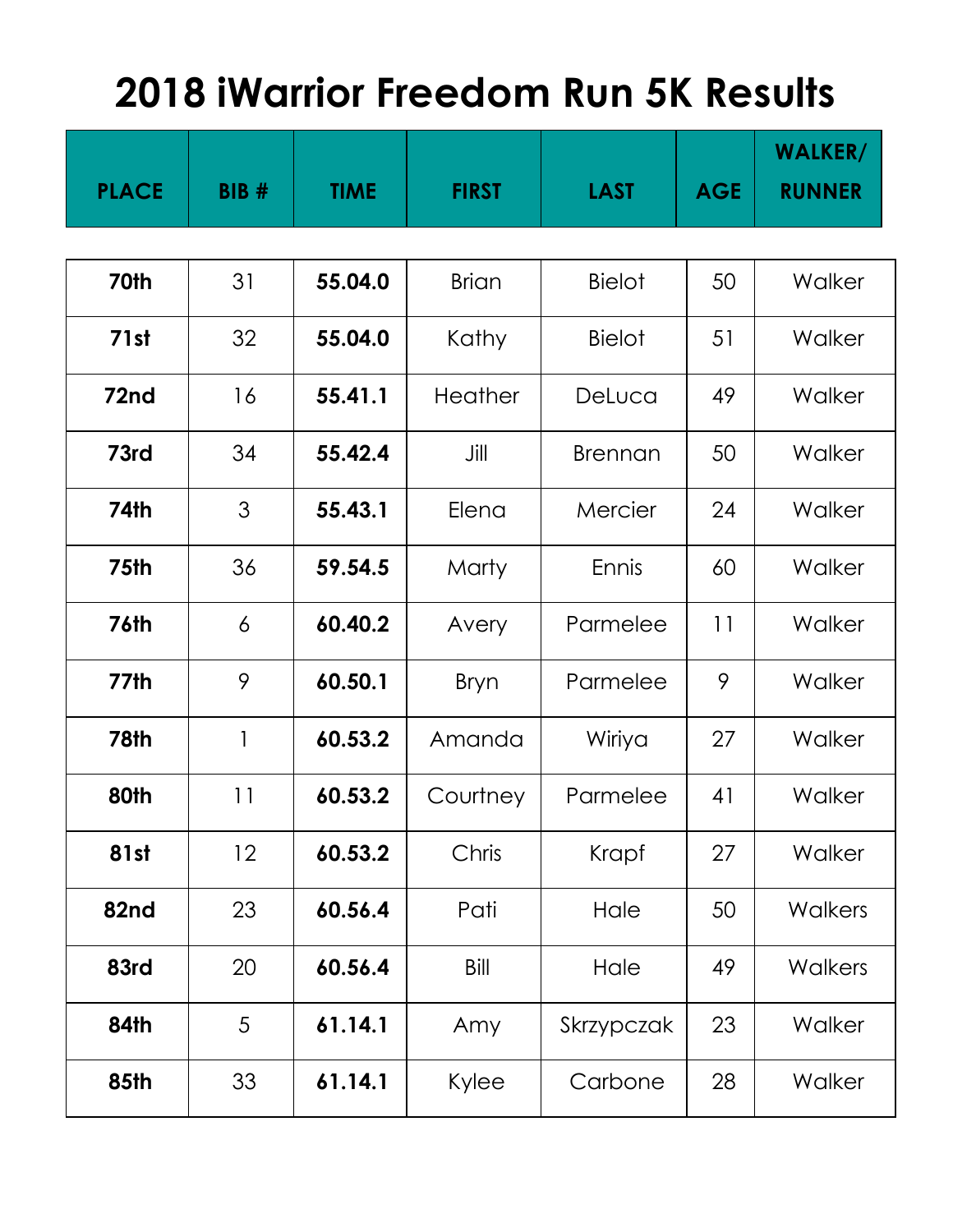# 2018 iWarrior Freedom Run 5K Results

| PLACE | BIB # | TIME | FIRST | LAST | AGE | WALKER/ RUNNER |
|---|---|---|---|---|---|---|
| **70th** | 31 | **55.04.0** | Brian | Bielot | 50 | Walker |
| **71st** | 32 | **55.04.0** | Kathy | Bielot | 51 | Walker |
| **72nd** | 16 | **55.41.1** | Heather | DeLuca | 49 | Walker |
| **73rd** | 34 | **55.42.4** | Jill | Brennan | 50 | Walker |
| **74th** | 3 | **55.43.1** | Elena | Mercier | 24 | Walker |
| **75th** | 36 | **59.54.5** | Marty | Ennis | 60 | Walker |
| **76th** | 6 | **60.40.2** | Avery | Parmelee | 11 | Walker |
| **77th** | 9 | **60.50.1** | Bryn | Parmelee | 9 | Walker |
| **78th** | 1 | **60.53.2** | Amanda | Wiriya | 27 | Walker |
| **80th** | 11 | **60.53.2** | Courtney | Parmelee | 41 | Walker |
| **81st** | 12 | **60.53.2** | Chris | Krapf | 27 | Walker |
| **82nd** | 23 | **60.56.4** | Pati | Hale | 50 | Walkers |
| **83rd** | 20 | **60.56.4** | Bill | Hale | 49 | Walkers |
| **84th** | 5 | **61.14.1** | Amy | Skrzypczak | 23 | Walker |
| **85th** | 33 | **61.14.1** | Kylee | Carbone | 28 | Walker |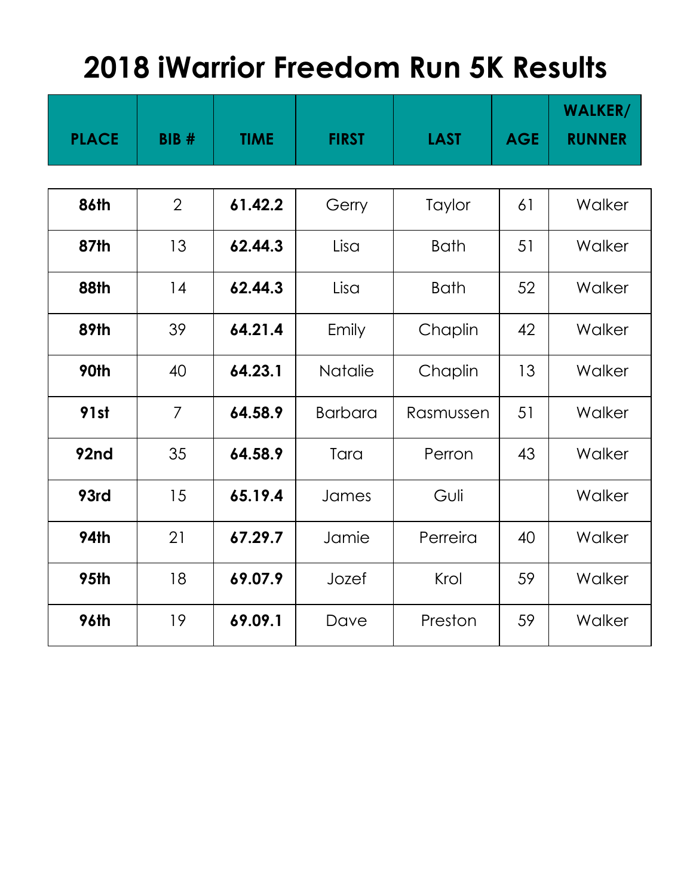# 2018 iWarrior Freedom Run 5K Results

| PLACE | BIB # | TIME | FIRST | LAST | AGE | WALKER/ RUNNER |
|---|---|---|---|---|---|---|
| **86th** | 2 | **61.42.2** | Gerry | Taylor | 61 | Walker |
| **87th** | 13 | **62.44.3** | Lisa | Bath | 51 | Walker |
| **88th** | 14 | **62.44.3** | Lisa | Bath | 52 | Walker |
| **89th** | 39 | **64.21.4** | Emily | Chaplin | 42 | Walker |
| **90th** | 40 | **64.23.1** | Natalie | Chaplin | 13 | Walker |
| **91st** | 7 | **64.58.9** | Barbara | Rasmussen | 51 | Walker |
| **92nd** | 35 | **64.58.9** | Tara | Perron | 43 | Walker |
| **93rd** | 15 | **65.19.4** | James | Guli | | Walker |
| **94th** | 21 | **67.29.7** | Jamie | Perreira | 40 | Walker |
| **95th** | 18 | **69.07.9** | Jozef | Krol | 59 | Walker |
| **96th** | 19 | **69.09.1** | Dave | Preston | 59 | Walker |